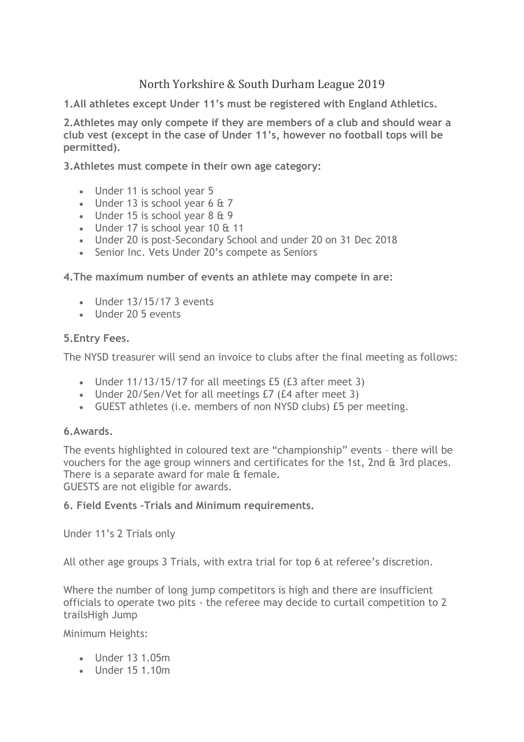# North Yorkshire & South Durham League 2019

**1.All athletes except Under 11's must be registered with England Athletics.**

**2.Athletes may only compete if they are members of a club and should wear a club vest (except in the case of Under 11's, however no football tops will be permitted).**

**3.Athletes must compete in their own age category:**

- Under 11 is school year 5
- Under 13 is school year 6 & 7
- Under 15 is school year 8 & 9
- Under 17 is school year 10 & 11
- Under 20 is post-Secondary School and under 20 on 31 Dec 2018
- Senior Inc. Vets Under 20's compete as Seniors

**4.The maximum number of events an athlete may compete in are:**

- Under 13/15/17 3 events
- Under 20 5 events

**5.Entry Fees.**

The NYSD treasurer will send an invoice to clubs after the final meeting as follows:

- Under 11/13/15/17 for all meetings £5 (£3 after meet 3)
- Under 20/Sen/Vet for all meetings £7 (£4 after meet 3)
- GUEST athletes (i.e. members of non NYSD clubs) £5 per meeting.

**6.Awards.**

The events highlighted in coloured text are "championship" events – there will be vouchers for the age group winners and certificates for the 1st, 2nd & 3rd places. There is a separate award for male & female.
GUESTS are not eligible for awards.

**6. Field Events –Trials and Minimum requirements.**

Under 11's 2 Trials only

All other age groups 3 Trials, with extra trial for top 6 at referee's discretion.

Where the number of long jump competitors is high and there are insufficient officials to operate two pits - the referee may decide to curtail competition to 2 trailsHigh Jump

Minimum Heights:

- Under 13 1.05m
- Under 15 1.10m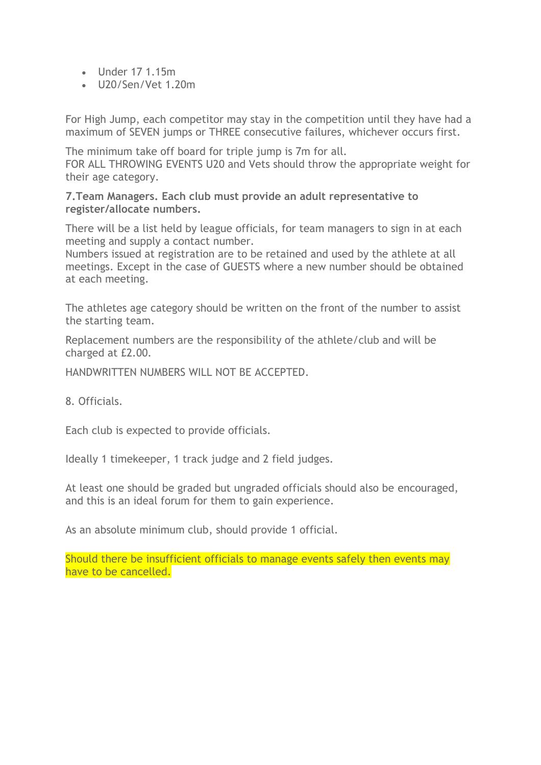- Under 17 1.15m
- U20/Sen/Vet 1.20m

For High Jump, each competitor may stay in the competition until they have had a maximum of SEVEN jumps or THREE consecutive failures, whichever occurs first.

The minimum take off board for triple jump is 7m for all.
FOR ALL THROWING EVENTS U20 and Vets should throw the appropriate weight for their age category.

**7.Team Managers. Each club must provide an adult representative to register/allocate numbers.**

There will be a list held by league officials, for team managers to sign in at each meeting and supply a contact number.
Numbers issued at registration are to be retained and used by the athlete at all meetings. Except in the case of GUESTS where a new number should be obtained at each meeting.

The athletes age category should be written on the front of the number to assist the starting team.

Replacement numbers are the responsibility of the athlete/club and will be charged at £2.00.

HANDWRITTEN NUMBERS WILL NOT BE ACCEPTED.

8. Officials.

Each club is expected to provide officials.

Ideally 1 timekeeper, 1 track judge and 2 field judges.

At least one should be graded but ungraded officials should also be encouraged, and this is an ideal forum for them to gain experience.

As an absolute minimum club, should provide 1 official.

Should there be insufficient officials to manage events safely then events may have to be cancelled.